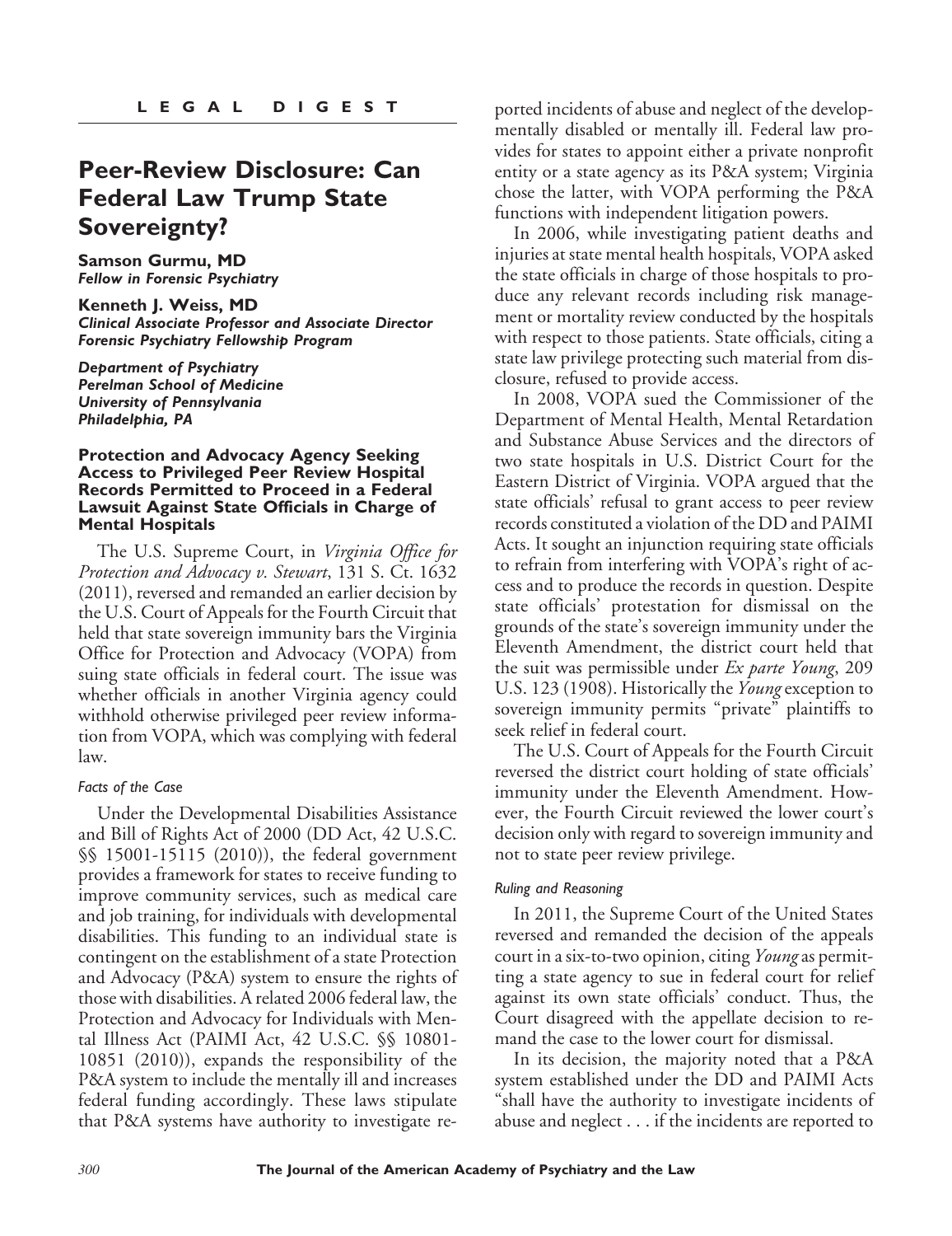**LEGAL DIGEST**

## Peer-Review Disclosure: Can Federal Law Trump State Sovereignty?

**Samson Gurmu, MD**
*Fellow in Forensic Psychiatry*

**Kenneth J. Weiss, MD**
*Clinical Associate Professor and Associate Director Forensic Psychiatry Fellowship Program*

*Department of Psychiatry*
*Perelman School of Medicine*
*University of Pennsylvania*
*Philadelphia, PA*

### Protection and Advocacy Agency Seeking Access to Privileged Peer Review Hospital Records Permitted to Proceed in a Federal Lawsuit Against State Officials in Charge of Mental Hospitals

The U.S. Supreme Court, in *Virginia Office for Protection and Advocacy v. Stewart*, 131 S. Ct. 1632 (2011), reversed and remanded an earlier decision by the U.S. Court of Appeals for the Fourth Circuit that held that state sovereign immunity bars the Virginia Office for Protection and Advocacy (VOPA) from suing state officials in federal court. The issue was whether officials in another Virginia agency could withhold otherwise privileged peer review information from VOPA, which was complying with federal law.

#### *Facts of the Case*

Under the Developmental Disabilities Assistance and Bill of Rights Act of 2000 (DD Act, 42 U.S.C. §§ 15001-15115 (2010)), the federal government provides a framework for states to receive funding to improve community services, such as medical care and job training, for individuals with developmental disabilities. This funding to an individual state is contingent on the establishment of a state Protection and Advocacy (P&A) system to ensure the rights of those with disabilities. A related 2006 federal law, the Protection and Advocacy for Individuals with Mental Illness Act (PAIMI Act, 42 U.S.C. §§ 10801-10851 (2010)), expands the responsibility of the P&A system to include the mentally ill and increases federal funding accordingly. These laws stipulate that P&A systems have authority to investigate reported incidents of abuse and neglect of the developmentally disabled or mentally ill. Federal law provides for states to appoint either a private nonprofit entity or a state agency as its P&A system; Virginia chose the latter, with VOPA performing the P&A functions with independent litigation powers.

In 2006, while investigating patient deaths and injuries at state mental health hospitals, VOPA asked the state officials in charge of those hospitals to produce any relevant records including risk management or mortality review conducted by the hospitals with respect to those patients. State officials, citing a state law privilege protecting such material from disclosure, refused to provide access.

In 2008, VOPA sued the Commissioner of the Department of Mental Health, Mental Retardation and Substance Abuse Services and the directors of two state hospitals in U.S. District Court for the Eastern District of Virginia. VOPA argued that the state officials' refusal to grant access to peer review records constituted a violation of the DD and PAIMI Acts. It sought an injunction requiring state officials to refrain from interfering with VOPA's right of access and to produce the records in question. Despite state officials' protestation for dismissal on the grounds of the state's sovereign immunity under the Eleventh Amendment, the district court held that the suit was permissible under *Ex parte Young*, 209 U.S. 123 (1908). Historically the *Young* exception to sovereign immunity permits "private" plaintiffs to seek relief in federal court.

The U.S. Court of Appeals for the Fourth Circuit reversed the district court holding of state officials' immunity under the Eleventh Amendment. However, the Fourth Circuit reviewed the lower court's decision only with regard to sovereign immunity and not to state peer review privilege.

#### *Ruling and Reasoning*

In 2011, the Supreme Court of the United States reversed and remanded the decision of the appeals court in a six-to-two opinion, citing *Young* as permitting a state agency to sue in federal court for relief against its own state officials' conduct. Thus, the Court disagreed with the appellate decision to remand the case to the lower court for dismissal.

In its decision, the majority noted that a P&A system established under the DD and PAIMI Acts "shall have the authority to investigate incidents of abuse and neglect . . . if the incidents are reported to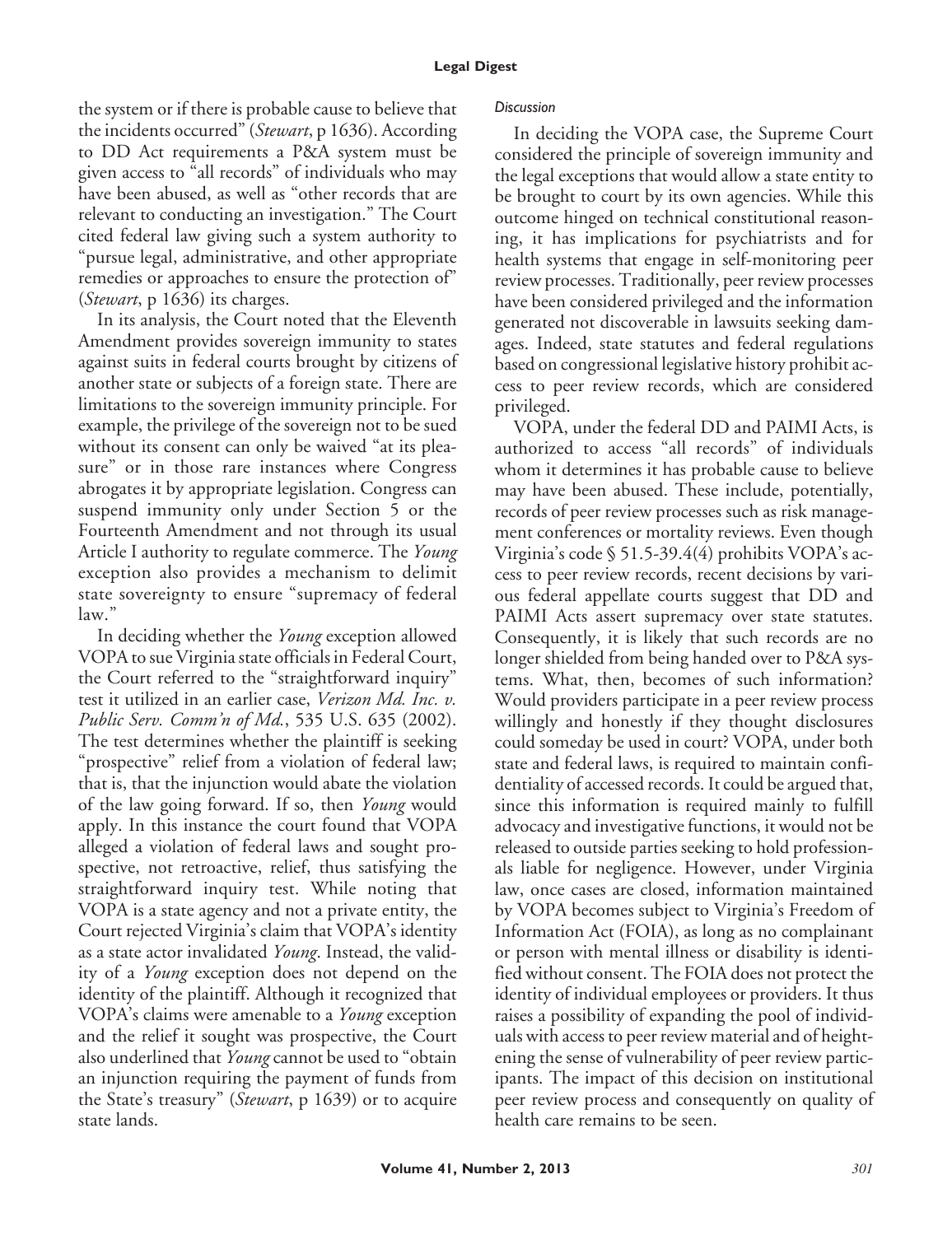the system or if there is probable cause to believe that the incidents occurred" (*Stewart*, p 1636). According to DD Act requirements a P&A system must be given access to "all records" of individuals who may have been abused, as well as "other records that are relevant to conducting an investigation." The Court cited federal law giving such a system authority to "pursue legal, administrative, and other appropriate remedies or approaches to ensure the protection of" (*Stewart*, p 1636) its charges.

In its analysis, the Court noted that the Eleventh Amendment provides sovereign immunity to states against suits in federal courts brought by citizens of another state or subjects of a foreign state. There are limitations to the sovereign immunity principle. For example, the privilege of the sovereign not to be sued without its consent can only be waived "at its pleasure" or in those rare instances where Congress abrogates it by appropriate legislation. Congress can suspend immunity only under Section 5 or the Fourteenth Amendment and not through its usual Article I authority to regulate commerce. The *Young* exception also provides a mechanism to delimit state sovereignty to ensure "supremacy of federal law."

In deciding whether the *Young* exception allowed VOPA to sue Virginia state officials in Federal Court, the Court referred to the "straightforward inquiry" test it utilized in an earlier case, *Verizon Md. Inc. v. Public Serv. Comm'n of Md.*, 535 U.S. 635 (2002). The test determines whether the plaintiff is seeking "prospective" relief from a violation of federal law; that is, that the injunction would abate the violation of the law going forward. If so, then *Young* would apply. In this instance the court found that VOPA alleged a violation of federal laws and sought prospective, not retroactive, relief, thus satisfying the straightforward inquiry test. While noting that VOPA is a state agency and not a private entity, the Court rejected Virginia's claim that VOPA's identity as a state actor invalidated *Young*. Instead, the validity of a *Young* exception does not depend on the identity of the plaintiff. Although it recognized that VOPA's claims were amenable to a *Young* exception and the relief it sought was prospective, the Court also underlined that *Young* cannot be used to "obtain an injunction requiring the payment of funds from the State's treasury" (*Stewart*, p 1639) or to acquire state lands.

### *Discussion*

In deciding the VOPA case, the Supreme Court considered the principle of sovereign immunity and the legal exceptions that would allow a state entity to be brought to court by its own agencies. While this outcome hinged on technical constitutional reasoning, it has implications for psychiatrists and for health systems that engage in self-monitoring peer review processes. Traditionally, peer review processes have been considered privileged and the information generated not discoverable in lawsuits seeking damages. Indeed, state statutes and federal regulations based on congressional legislative history prohibit access to peer review records, which are considered privileged.

VOPA, under the federal DD and PAIMI Acts, is authorized to access "all records" of individuals whom it determines it has probable cause to believe may have been abused. These include, potentially, records of peer review processes such as risk management conferences or mortality reviews. Even though Virginia's code § 51.5-39.4(4) prohibits VOPA's access to peer review records, recent decisions by various federal appellate courts suggest that DD and PAIMI Acts assert supremacy over state statutes. Consequently, it is likely that such records are no longer shielded from being handed over to P&A systems. What, then, becomes of such information? Would providers participate in a peer review process willingly and honestly if they thought disclosures could someday be used in court? VOPA, under both state and federal laws, is required to maintain confidentiality of accessed records. It could be argued that, since this information is required mainly to fulfill advocacy and investigative functions, it would not be released to outside parties seeking to hold professionals liable for negligence. However, under Virginia law, once cases are closed, information maintained by VOPA becomes subject to Virginia's Freedom of Information Act (FOIA), as long as no complainant or person with mental illness or disability is identified without consent. The FOIA does not protect the identity of individual employees or providers. It thus raises a possibility of expanding the pool of individuals with access to peer review material and of heightening the sense of vulnerability of peer review participants. The impact of this decision on institutional peer review process and consequently on quality of health care remains to be seen.